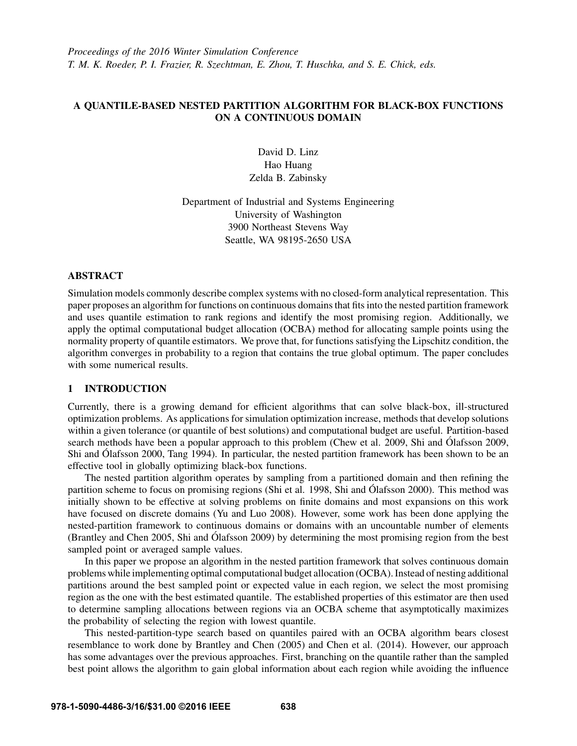*Proceedings of the 2016 Winter Simulation Conference*
*T. M. K. Roeder, P. I. Frazier, R. Szechtman, E. Zhou, T. Huschka, and S. E. Chick, eds.*

# A QUANTILE-BASED NESTED PARTITION ALGORITHM FOR BLACK-BOX FUNCTIONS ON A CONTINUOUS DOMAIN

David D. Linz
Hao Huang
Zelda B. Zabinsky

Department of Industrial and Systems Engineering
University of Washington
3900 Northeast Stevens Way
Seattle, WA 98195-2650 USA

## ABSTRACT

Simulation models commonly describe complex systems with no closed-form analytical representation. This paper proposes an algorithm for functions on continuous domains that fits into the nested partition framework and uses quantile estimation to rank regions and identify the most promising region. Additionally, we apply the optimal computational budget allocation (OCBA) method for allocating sample points using the normality property of quantile estimators. We prove that, for functions satisfying the Lipschitz condition, the algorithm converges in probability to a region that contains the true global optimum. The paper concludes with some numerical results.

## 1 INTRODUCTION

Currently, there is a growing demand for efficient algorithms that can solve black-box, ill-structured optimization problems. As applications for simulation optimization increase, methods that develop solutions within a given tolerance (or quantile of best solutions) and computational budget are useful. Partition-based search methods have been a popular approach to this problem (Chew et al. 2009, Shi and Ólafsson 2009, Shi and Ólafsson 2000, Tang 1994). In particular, the nested partition framework has been shown to be an effective tool in globally optimizing black-box functions.

The nested partition algorithm operates by sampling from a partitioned domain and then refining the partition scheme to focus on promising regions (Shi et al. 1998, Shi and Ólafsson 2000). This method was initially shown to be effective at solving problems on finite domains and most expansions on this work have focused on discrete domains (Yu and Luo 2008). However, some work has been done applying the nested-partition framework to continuous domains or domains with an uncountable number of elements (Brantley and Chen 2005, Shi and Ólafsson 2009) by determining the most promising region from the best sampled point or averaged sample values.

In this paper we propose an algorithm in the nested partition framework that solves continuous domain problems while implementing optimal computational budget allocation (OCBA). Instead of nesting additional partitions around the best sampled point or expected value in each region, we select the most promising region as the one with the best estimated quantile. The established properties of this estimator are then used to determine sampling allocations between regions via an OCBA scheme that asymptotically maximizes the probability of selecting the region with lowest quantile.

This nested-partition-type search based on quantiles paired with an OCBA algorithm bears closest resemblance to work done by Brantley and Chen (2005) and Chen et al. (2014). However, our approach has some advantages over the previous approaches. First, branching on the quantile rather than the sampled best point allows the algorithm to gain global information about each region while avoiding the influence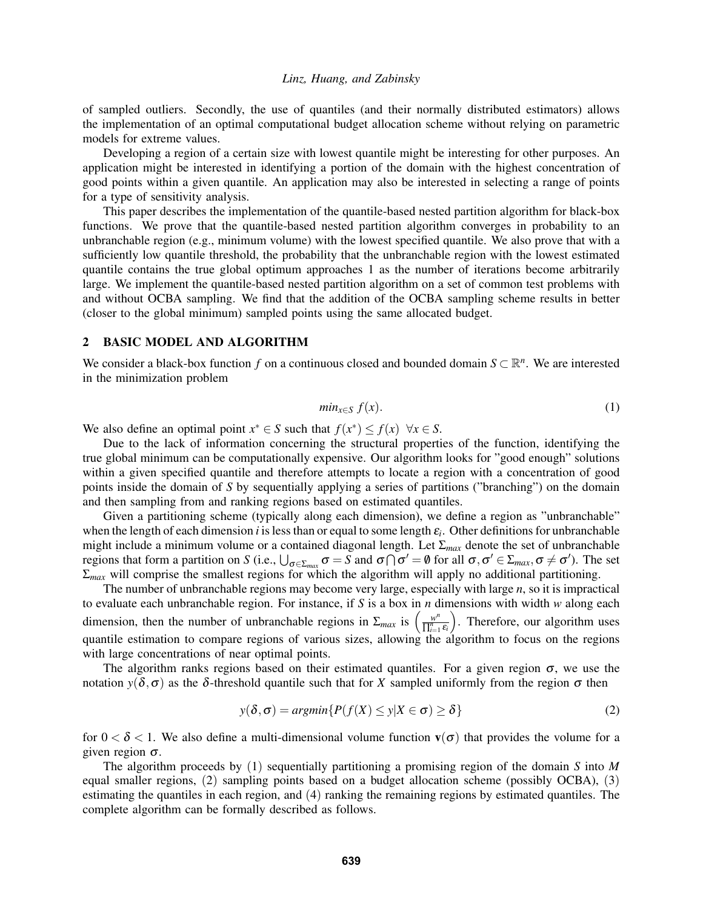of sampled outliers. Secondly, the use of quantiles (and their normally distributed estimators) allows the implementation of an optimal computational budget allocation scheme without relying on parametric models for extreme values.

Developing a region of a certain size with lowest quantile might be interesting for other purposes. An application might be interested in identifying a portion of the domain with the highest concentration of good points within a given quantile. An application may also be interested in selecting a range of points for a type of sensitivity analysis.

This paper describes the implementation of the quantile-based nested partition algorithm for black-box functions. We prove that the quantile-based nested partition algorithm converges in probability to an unbranchable region (e.g., minimum volume) with the lowest specified quantile. We also prove that with a sufficiently low quantile threshold, the probability that the unbranchable region with the lowest estimated quantile contains the true global optimum approaches 1 as the number of iterations become arbitrarily large. We implement the quantile-based nested partition algorithm on a set of common test problems with and without OCBA sampling. We find that the addition of the OCBA sampling scheme results in better (closer to the global minimum) sampled points using the same allocated budget.

## 2 BASIC MODEL AND ALGORITHM

We consider a black-box function $f$ on a continuous closed and bounded domain $S \subset \mathbb{R}^n$. We are interested in the minimization problem

$$min_{x \in S} \; f(x). \tag{1}$$

We also define an optimal point $x^* \in S$ such that $f(x^*) \leq f(x) \;\; \forall x \in S$.

Due to the lack of information concerning the structural properties of the function, identifying the true global minimum can be computationally expensive. Our algorithm looks for "good enough" solutions within a given specified quantile and therefore attempts to locate a region with a concentration of good points inside the domain of $S$ by sequentially applying a series of partitions ("branching") on the domain and then sampling from and ranking regions based on estimated quantiles.

Given a partitioning scheme (typically along each dimension), we define a region as "unbranchable" when the length of each dimension $i$ is less than or equal to some length $\varepsilon_i$. Other definitions for unbranchable might include a minimum volume or a contained diagonal length. Let $\Sigma_{max}$ denote the set of unbranchable regions that form a partition on $S$ (i.e., $\bigcup_{\sigma \in \Sigma_{max}} \sigma = S$ and $\sigma \bigcap \sigma' = \emptyset$ for all $\sigma, \sigma' \in \Sigma_{max}, \sigma \neq \sigma'$). The set $\Sigma_{max}$ will comprise the smallest regions for which the algorithm will apply no additional partitioning.

The number of unbranchable regions may become very large, especially with large $n$, so it is impractical to evaluate each unbranchable region. For instance, if $S$ is a box in $n$ dimensions with width $w$ along each dimension, then the number of unbranchable regions in $\Sigma_{max}$ is $\left(\frac{w^n}{\prod_{i=1}^n \varepsilon_i}\right)$. Therefore, our algorithm uses quantile estimation to compare regions of various sizes, allowing the algorithm to focus on the regions with large concentrations of near optimal points.

The algorithm ranks regions based on their estimated quantiles. For a given region $\sigma$, we use the notation $y(\delta, \sigma)$ as the $\delta$-threshold quantile such that for $X$ sampled uniformly from the region $\sigma$ then

$$y(\delta, \sigma) = argmin\{P(f(X) \leq y | X \in \sigma) \geq \delta\} \tag{2}$$

for $0 < \delta < 1$. We also define a multi-dimensional volume function $\mathbf{v}(\sigma)$ that provides the volume for a given region $\sigma$.

The algorithm proceeds by (1) sequentially partitioning a promising region of the domain $S$ into $M$ equal smaller regions, (2) sampling points based on a budget allocation scheme (possibly OCBA), (3) estimating the quantiles in each region, and (4) ranking the remaining regions by estimated quantiles. The complete algorithm can be formally described as follows.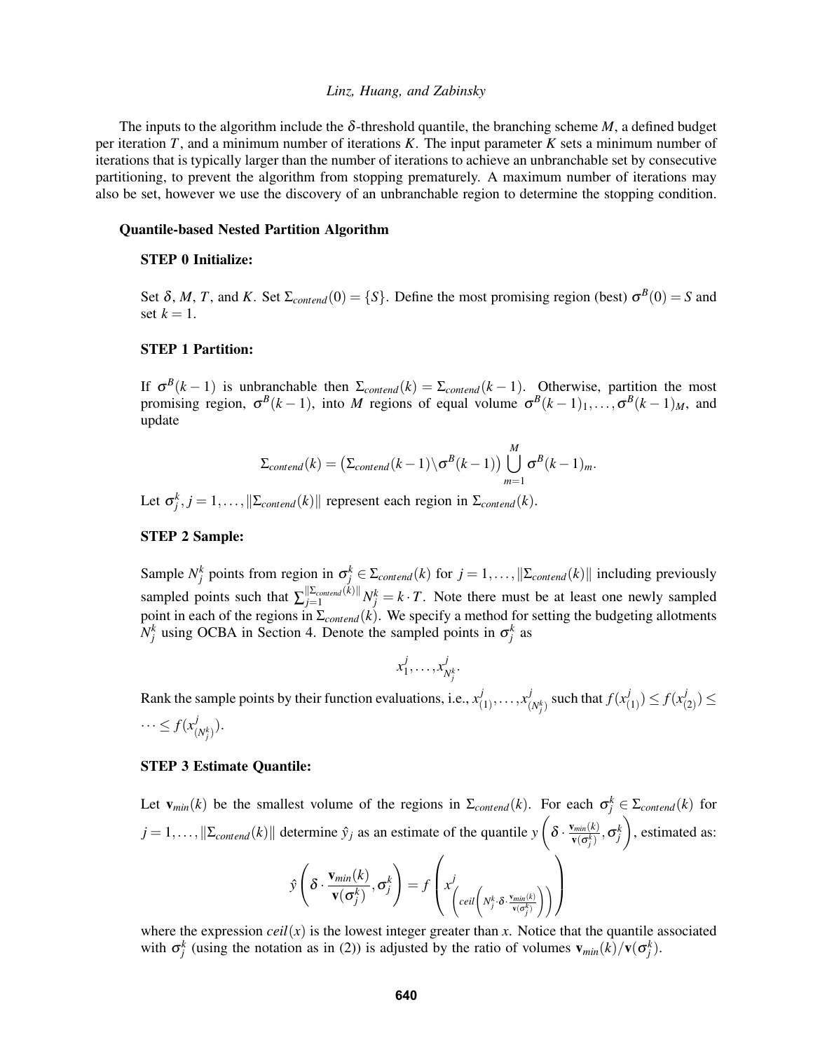The inputs to the algorithm include the $\delta$-threshold quantile, the branching scheme $M$, a defined budget per iteration $T$, and a minimum number of iterations $K$. The input parameter $K$ sets a minimum number of iterations that is typically larger than the number of iterations to achieve an unbranchable set by consecutive partitioning, to prevent the algorithm from stopping prematurely. A maximum number of iterations may also be set, however we use the discovery of an unbranchable region to determine the stopping condition.

**Quantile-based Nested Partition Algorithm**

**STEP 0 Initialize:**

Set $\delta$, $M$, $T$, and $K$. Set $\Sigma_{contend}(0) = \{S\}$. Define the most promising region (best) $\sigma^B(0) = S$ and set $k = 1$.

**STEP 1 Partition:**

If $\sigma^B(k-1)$ is unbranchable then $\Sigma_{contend}(k) = \Sigma_{contend}(k-1)$. Otherwise, partition the most promising region, $\sigma^B(k-1)$, into $M$ regions of equal volume $\sigma^B(k-1)_1, \ldots, \sigma^B(k-1)_M$, and update

$$\Sigma_{contend}(k) = \left(\Sigma_{contend}(k-1) \backslash \sigma^B(k-1)\right) \bigcup_{m=1}^{M} \sigma^B(k-1)_m.$$

Let $\sigma_j^k, j = 1, \ldots, \|\Sigma_{contend}(k)\|$ represent each region in $\Sigma_{contend}(k)$.

**STEP 2 Sample:**

Sample $N_j^k$ points from region in $\sigma_j^k \in \Sigma_{contend}(k)$ for $j = 1, \ldots, \|\Sigma_{contend}(k)\|$ including previously sampled points such that $\sum_{j=1}^{\|\Sigma_{contend}(k)\|} N_j^k = k \cdot T$. Note there must be at least one newly sampled point in each of the regions in $\Sigma_{contend}(k)$. We specify a method for setting the budgeting allotments $N_j^k$ using OCBA in Section 4. Denote the sampled points in $\sigma_j^k$ as

$$x_1^j, \ldots, x_{N_j^k}^j.$$

Rank the sample points by their function evaluations, i.e., $x_{(1)}^j, \ldots, x_{(N_j^k)}^j$ such that $f(x_{(1)}^j) \leq f(x_{(2)}^j) \leq \cdots \leq f(x_{(N_j^k)}^j)$.

**STEP 3 Estimate Quantile:**

Let $\mathbf{v}_{min}(k)$ be the smallest volume of the regions in $\Sigma_{contend}(k)$. For each $\sigma_j^k \in \Sigma_{contend}(k)$ for $j = 1, \ldots, \|\Sigma_{contend}(k)\|$ determine $\hat{y}_j$ as an estimate of the quantile $y\left(\delta \cdot \frac{\mathbf{v}_{min}(k)}{\mathbf{v}(\sigma_j^k)}, \sigma_j^k\right)$, estimated as:

$$\hat{y}\left(\delta \cdot \frac{\mathbf{v}_{min}(k)}{\mathbf{v}(\sigma_j^k)}, \sigma_j^k\right) = f\left(x^j_{\left(ceil\left(N_j^k \cdot \delta \cdot \frac{\mathbf{v}_{min}(k)}{\mathbf{v}(\sigma_j^k)}\right)\right)}\right)$$

where the expression $ceil(x)$ is the lowest integer greater than $x$. Notice that the quantile associated with $\sigma_j^k$ (using the notation as in (2)) is adjusted by the ratio of volumes $\mathbf{v}_{min}(k)/\mathbf{v}(\sigma_j^k)$.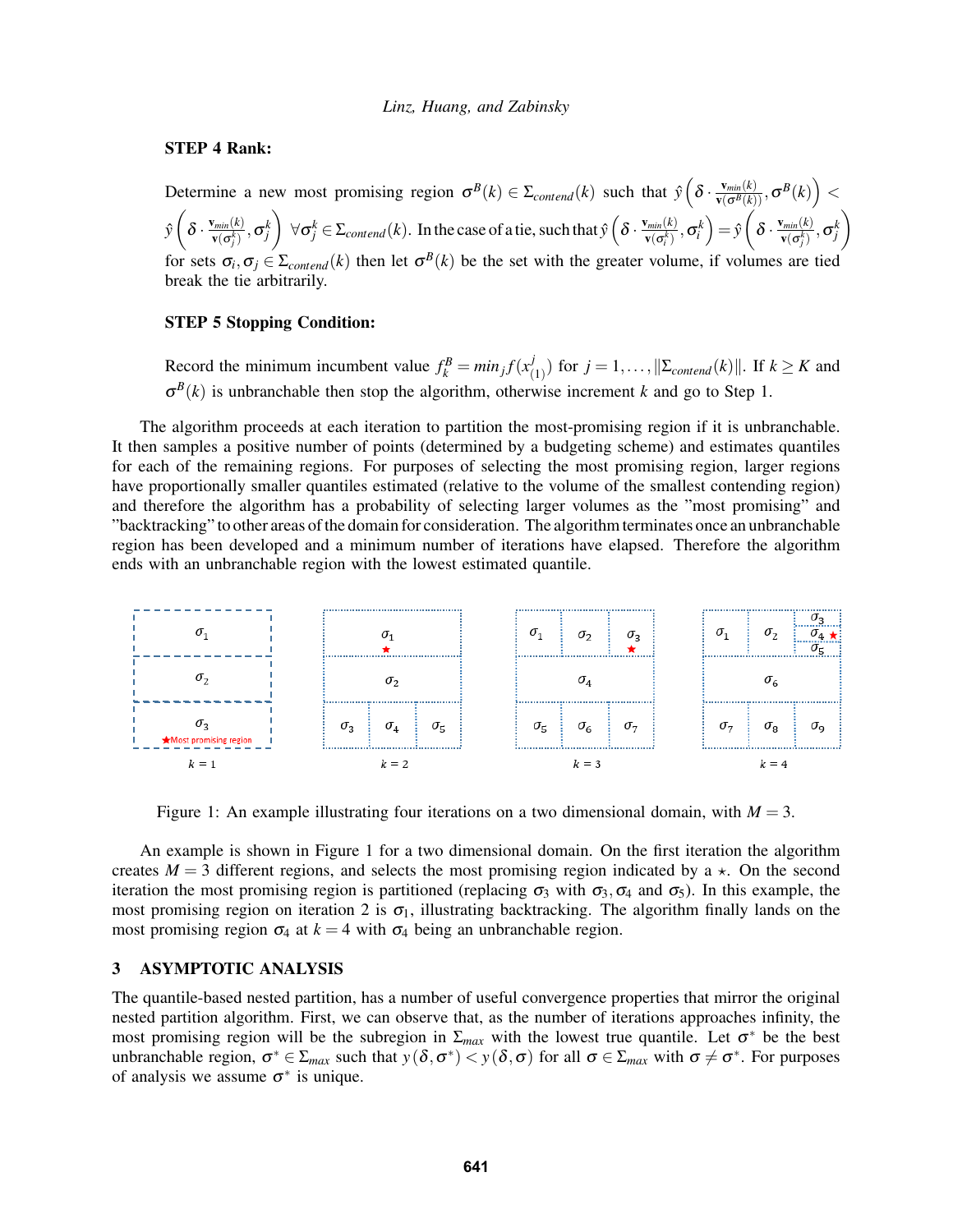**STEP 4 Rank:**

Determine a new most promising region $\sigma^B(k) \in \Sigma_{contend}(k)$ such that $\hat{y}\left(\delta \cdot \frac{\mathbf{v}_{min}(k)}{\mathbf{v}(\sigma^B(k))}, \sigma^B(k)\right) < \hat{y}\left(\delta \cdot \frac{\mathbf{v}_{min}(k)}{\mathbf{v}(\sigma_j^k)}, \sigma_j^k\right) \; \forall \sigma_j^k \in \Sigma_{contend}(k)$. In the case of a tie, such that $\hat{y}\left(\delta \cdot \frac{\mathbf{v}_{min}(k)}{\mathbf{v}(\sigma_i^k)}, \sigma_i^k\right) = \hat{y}\left(\delta \cdot \frac{\mathbf{v}_{min}(k)}{\mathbf{v}(\sigma_j^k)}, \sigma_j^k\right)$ for sets $\sigma_i, \sigma_j \in \Sigma_{contend}(k)$ then let $\sigma^B(k)$ be the set with the greater volume, if volumes are tied break the tie arbitrarily.

**STEP 5 Stopping Condition:**

Record the minimum incumbent value $f_k^B = min_j f(x_{(1)}^j)$ for $j = 1, \ldots, \|\Sigma_{contend}(k)\|$. If $k \geq K$ and $\sigma^B(k)$ is unbranchable then stop the algorithm, otherwise increment $k$ and go to Step 1.

The algorithm proceeds at each iteration to partition the most-promising region if it is unbranchable. It then samples a positive number of points (determined by a budgeting scheme) and estimates quantiles for each of the remaining regions. For purposes of selecting the most promising region, larger regions have proportionally smaller quantiles estimated (relative to the volume of the smallest contending region) and therefore the algorithm has a probability of selecting larger volumes as the "most promising" and "backtracking" to other areas of the domain for consideration. The algorithm terminates once an unbranchable region has been developed and a minimum number of iterations have elapsed. Therefore the algorithm ends with an unbranchable region with the lowest estimated quantile.

Figure 1: An example illustrating four iterations on a two dimensional domain, with $M = 3$.

An example is shown in Figure 1 for a two dimensional domain. On the first iteration the algorithm creates $M = 3$ different regions, and selects the most promising region indicated by a $\star$. On the second iteration the most promising region is partitioned (replacing $\sigma_3$ with $\sigma_3, \sigma_4$ and $\sigma_5$). In this example, the most promising region on iteration 2 is $\sigma_1$, illustrating backtracking. The algorithm finally lands on the most promising region $\sigma_4$ at $k = 4$ with $\sigma_4$ being an unbranchable region.

## 3 ASYMPTOTIC ANALYSIS

The quantile-based nested partition, has a number of useful convergence properties that mirror the original nested partition algorithm. First, we can observe that, as the number of iterations approaches infinity, the most promising region will be the subregion in $\Sigma_{max}$ with the lowest true quantile. Let $\sigma^*$ be the best unbranchable region, $\sigma^* \in \Sigma_{max}$ such that $y(\delta, \sigma^*) < y(\delta, \sigma)$ for all $\sigma \in \Sigma_{max}$ with $\sigma \neq \sigma^*$. For purposes of analysis we assume $\sigma^*$ is unique.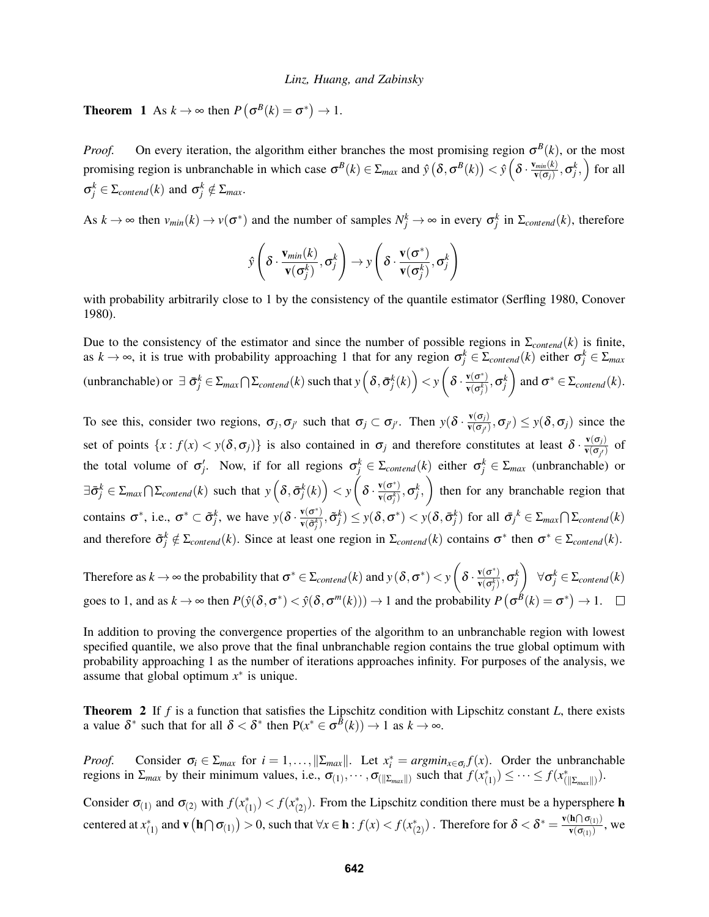**Theorem 1** As $k \to \infty$ then $P\left(\sigma^B(k) = \sigma^*\right) \to 1$.

*Proof.* On every iteration, the algorithm either branches the most promising region $\sigma^B(k)$, or the most promising region is unbranchable in which case $\sigma^B(k) \in \Sigma_{max}$ and $\hat{y}\left(\delta, \sigma^B(k)\right) < \hat{y}\left(\delta \cdot \frac{\mathbf{v}_{min}(k)}{\mathbf{v}(\sigma_j)}, \sigma_j^k, \right)$ for all $\sigma_j^k \in \Sigma_{contend}(k)$ and $\sigma_j^k \notin \Sigma_{max}$.

As $k \to \infty$ then $v_{min}(k) \to v(\sigma^*)$ and the number of samples $N_j^k \to \infty$ in every $\sigma_j^k$ in $\Sigma_{contend}(k)$, therefore

$$\hat{y}\left(\delta \cdot \frac{\mathbf{v}_{min}(k)}{\mathbf{v}(\sigma_j^k)}, \sigma_j^k\right) \to y\left(\delta \cdot \frac{\mathbf{v}(\sigma^*)}{\mathbf{v}(\sigma_j^k)}, \sigma_j^k\right)$$

with probability arbitrarily close to 1 by the consistency of the quantile estimator (Serfling 1980, Conover 1980).

Due to the consistency of the estimator and since the number of possible regions in $\Sigma_{contend}(k)$ is finite, as $k \to \infty$, it is true with probability approaching 1 that for any region $\sigma_j^k \in \Sigma_{contend}(k)$ either $\sigma_j^k \in \Sigma_{max}$ (unbranchable) or $\exists\ \bar{\sigma}_j^k \in \Sigma_{max} \bigcap \Sigma_{contend}(k)$ such that $y\left(\delta, \bar{\sigma}_j^k(k)\right) < y\left(\delta \cdot \frac{\mathbf{v}(\sigma^*)}{\mathbf{v}(\sigma_j^k)}, \sigma_j^k\right)$ and $\sigma^* \in \Sigma_{contend}(k)$.

To see this, consider two regions, $\sigma_j, \sigma_{j'}$ such that $\sigma_j \subset \sigma_{j'}$. Then $y(\delta \cdot \frac{\mathbf{v}(\sigma_j)}{\mathbf{v}(\sigma_{j'})}, \sigma_{j'}) \leq y(\delta, \sigma_j)$ since the set of points $\{x : f(x) < y(\delta, \sigma_j)\}$ is also contained in $\sigma_j$ and therefore constitutes at least $\delta \cdot \frac{\mathbf{v}(\sigma_j)}{\mathbf{v}(\sigma_{j'})}$ of the total volume of $\sigma_j'$. Now, if for all regions $\sigma_j^k \in \Sigma_{contend}(k)$ either $\sigma_j^k \in \Sigma_{max}$ (unbranchable) or $\exists \bar{\sigma}_j^k \in \Sigma_{max} \bigcap \Sigma_{contend}(k)$ such that $y\left(\delta, \bar{\sigma}_j^k(k)\right) < y\left(\delta \cdot \frac{\mathbf{v}(\sigma^*)}{\mathbf{v}(\sigma_j^k)}, \sigma_j^k, \right)$ then for any branchable region that contains $\sigma^*$, i.e., $\sigma^* \subset \tilde{\sigma}_j^k$, we have $y(\delta \cdot \frac{\mathbf{v}(\sigma^*)}{\mathbf{v}(\tilde{\sigma}_j^k)}, \tilde{\sigma}_j^k) \leq y(\delta, \sigma^*) < y(\delta, \bar{\sigma}_j^k)$ for all ${\bar{\sigma}_j}^k \in \Sigma_{max} \bigcap \Sigma_{contend}(k)$ and therefore $\tilde{\sigma}_j^k \notin \Sigma_{contend}(k)$. Since at least one region in $\Sigma_{contend}(k)$ contains $\sigma^*$ then $\sigma^* \in \Sigma_{contend}(k)$.

Therefore as $k \to \infty$ the probability that $\sigma^* \in \Sigma_{contend}(k)$ and $y(\delta, \sigma^*) < y\left(\delta \cdot \frac{\mathbf{v}(\sigma^*)}{\mathbf{v}(\sigma_j^k)}, \sigma_j^k\right) \quad \forall \sigma_j^k \in \Sigma_{contend}(k)$ goes to 1, and as $k \to \infty$ then $P(\hat{y}(\delta, \sigma^*) < \hat{y}(\delta, \sigma^m(k))) \to 1$ and the probability $P\left(\sigma^B(k) = \sigma^*\right) \to 1$. $\square$

In addition to proving the convergence properties of the algorithm to an unbranchable region with lowest specified quantile, we also prove that the final unbranchable region contains the true global optimum with probability approaching 1 as the number of iterations approaches infinity. For purposes of the analysis, we assume that global optimum $x^*$ is unique.

**Theorem 2** If $f$ is a function that satisfies the Lipschitz condition with Lipschitz constant $L$, there exists a value $\delta^*$ such that for all $\delta < \delta^*$ then $\mathrm{P}(x^* \in \sigma^B(k)) \to 1$ as $k \to \infty$.

*Proof.* Consider $\sigma_i \in \Sigma_{max}$ for $i = 1, \ldots, \|\Sigma_{max}\|$. Let $x_i^* = argmin_{x \in \sigma_i} f(x)$. Order the unbranchable regions in $\Sigma_{max}$ by their minimum values, i.e., $\sigma_{(1)}, \cdots, \sigma_{(\|\Sigma_{max}\|)}$ such that $f(x_{(1)}^*) \leq \cdots \leq f(x_{(\|\Sigma_{max}\|)}^*)$.

Consider $\sigma_{(1)}$ and $\sigma_{(2)}$ with $f(x_{(1)}^*) < f(x_{(2)}^*)$. From the Lipschitz condition there must be a hypersphere $\mathbf{h}$ centered at $x_{(1)}^*$ and $\mathbf{v}\left(\mathbf{h} \bigcap \sigma_{(1)}\right) > 0$, such that $\forall x \in \mathbf{h} : f(x) < f(x_{(2)}^*)$. Therefore for $\delta < \delta^* = \frac{\mathbf{v}(\mathbf{h} \bigcap \sigma_{(1)})}{\mathbf{v}(\sigma_{(1)})}$, we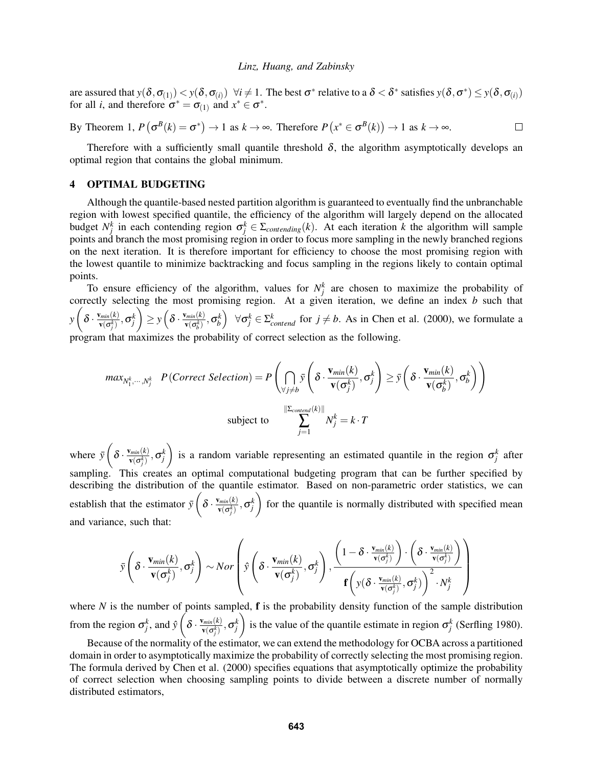are assured that $y(\delta, \sigma_{(1)}) < y(\delta, \sigma_{(i)}) \ \ \forall i \neq 1$. The best $\sigma^*$ relative to a $\delta < \delta^*$ satisfies $y(\delta, \sigma^*) \leq y(\delta, \sigma_{(i)})$ for all $i$, and therefore $\sigma^* = \sigma_{(1)}$ and $x^* \in \sigma^*$.

By Theorem 1, $P\left(\sigma^B(k) = \sigma^*\right) \to 1$ as $k \to \infty$. Therefore $P\left(x^* \in \sigma^B(k)\right) \to 1$ as $k \to \infty$. $\square$

Therefore with a sufficiently small quantile threshold $\delta$, the algorithm asymptotically develops an optimal region that contains the global minimum.

## 4 OPTIMAL BUDGETING

Although the quantile-based nested partition algorithm is guaranteed to eventually find the unbranchable region with lowest specified quantile, the efficiency of the algorithm will largely depend on the allocated budget $N_j^k$ in each contending region $\sigma_j^k \in \Sigma_{contending}(k)$. At each iteration $k$ the algorithm will sample points and branch the most promising region in order to focus more sampling in the newly branched regions on the next iteration. It is therefore important for efficiency to choose the most promising region with the lowest quantile to minimize backtracking and focus sampling in the regions likely to contain optimal points.

To ensure efficiency of the algorithm, values for $N_j^k$ are chosen to maximize the probability of correctly selecting the most promising region. At a given iteration, we define an index $b$ such that $y\left(\delta \cdot \frac{\mathbf{v}_{min}(k)}{\mathbf{v}(\sigma_j^k)}, \sigma_j^k\right) \geq y\left(\delta \cdot \frac{\mathbf{v}_{min}(k)}{\mathbf{v}(\sigma_b^k)}, \sigma_b^k\right) \ \ \forall \sigma_j^k \in \Sigma_{contend}^k$ for $j \neq b$. As in Chen et al. (2000), we formulate a program that maximizes the probability of correct selection as the following.

$$max_{N_1^k, \cdots, N_j^k} \quad P(Correct\ Selection) = P\left(\bigcap_{\forall j \neq b} \bar{y}\left(\delta \cdot \frac{\mathbf{v}_{min}(k)}{\mathbf{v}(\sigma_j^k)}, \sigma_j^k\right) \geq \bar{y}\left(\delta \cdot \frac{\mathbf{v}_{min}(k)}{\mathbf{v}(\sigma_b^k)}, \sigma_b^k\right)\right)$$

$$\text{subject to} \qquad \sum_{j=1}^{\|\Sigma_{contend}(k)\|} N_j^k = k \cdot T$$

where $\bar{y}\left(\delta \cdot \frac{\mathbf{v}_{min}(k)}{\mathbf{v}(\sigma_j^k)}, \sigma_j^k\right)$ is a random variable representing an estimated quantile in the region $\sigma_j^k$ after sampling. This creates an optimal computational budgeting program that can be further specified by describing the distribution of the quantile estimator. Based on non-parametric order statistics, we can establish that the estimator $\bar{y}\left(\delta \cdot \frac{\mathbf{v}_{min}(k)}{\mathbf{v}(\sigma_j^k)}, \sigma_j^k\right)$ for the quantile is normally distributed with specified mean and variance, such that:

$$\bar{y}\left(\delta \cdot \frac{\mathbf{v}_{min}(k)}{\mathbf{v}(\sigma_j^k)}, \sigma_j^k\right) \sim Nor\left(\hat{y}\left(\delta \cdot \frac{\mathbf{v}_{min}(k)}{\mathbf{v}(\sigma_j^k)}, \sigma_j^k\right), \frac{\left(1 - \delta \cdot \frac{\mathbf{v}_{min}(k)}{\mathbf{v}(\sigma_j^k)}\right) \cdot \left(\delta \cdot \frac{\mathbf{v}_{min}(k)}{\mathbf{v}(\sigma_j^k)}\right)}{\mathbf{f}\left(y(\delta \cdot \frac{\mathbf{v}_{min}(k)}{\mathbf{v}(\sigma_j^k)}, \sigma_j^k)\right)^2 \cdot N_j^k}\right)$$

where $N$ is the number of points sampled, $\mathbf{f}$ is the probability density function of the sample distribution from the region $\sigma_j^k$, and $\hat{y}\left(\delta \cdot \frac{\mathbf{v}_{min}(k)}{\mathbf{v}(\sigma_j^k)}, \sigma_j^k\right)$ is the value of the quantile estimate in region $\sigma_j^k$ (Serfling 1980).

Because of the normality of the estimator, we can extend the methodology for OCBA across a partitioned domain in order to asymptotically maximize the probability of correctly selecting the most promising region. The formula derived by Chen et al. (2000) specifies equations that asymptotically optimize the probability of correct selection when choosing sampling points to divide between a discrete number of normally distributed estimators,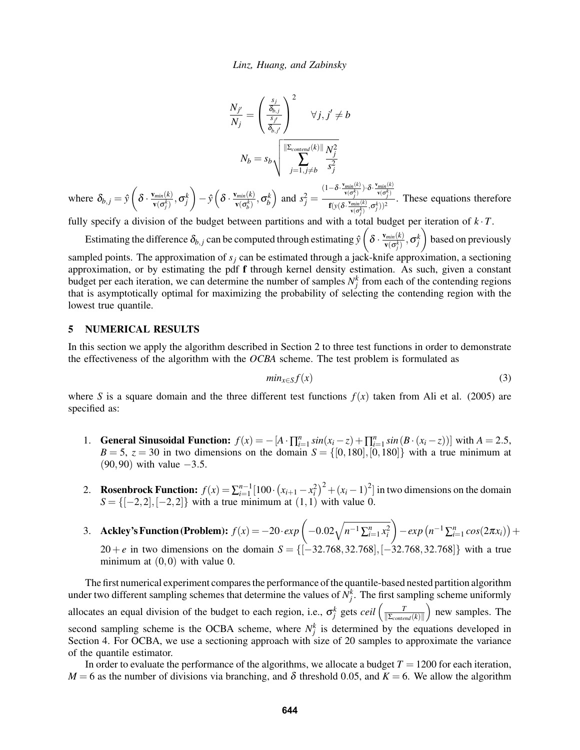$$\frac{N_{j'}}{N_j} = \left( \frac{\frac{s_j}{\delta_{b,j}}}{\frac{s_{j'}}{\delta_{b,j'}}} \right)^2 \qquad \forall j, j' \neq b$$

$$N_b = s_b \sqrt{\sum_{j=1, j \neq b}^{\|\Sigma_{contend}(k)\|} \frac{N_j^2}{s_j^2}}$$

where $\delta_{b,j} = \hat{y}\left(\delta \cdot \frac{\mathbf{v}_{min}(k)}{\mathbf{v}(\sigma_j^k)}, \sigma_j^k\right) - \hat{y}\left(\delta \cdot \frac{\mathbf{v}_{min}(k)}{\mathbf{v}(\sigma_b^k)}, \sigma_b^k\right)$ and $s_j^2 = \frac{(1-\delta \cdot \frac{\mathbf{v}_{min}(k)}{\mathbf{v}(\sigma_j^k)}) \cdot \delta \cdot \frac{\mathbf{v}_{min}(k)}{\mathbf{v}(\sigma_j^k)}}{\mathbf{f}(y(\delta \cdot \frac{\mathbf{v}_{min}(k)}{\mathbf{v}(\sigma_j^k)}, \sigma_j^k))^2}$. These equations therefore fully specify a division of the budget between partitions and with a total budget per iteration of $k \cdot T$.

Estimating the difference $\delta_{b,j}$ can be computed through estimating $\hat{y}\left(\delta \cdot \frac{\mathbf{v}_{min}(k)}{\mathbf{v}(\sigma_j^k)}, \sigma_j^k\right)$ based on previously sampled points. The approximation of $s_j$ can be estimated through a jack-knife approximation, a sectioning approximation, or by estimating the pdf $\mathbf{f}$ through kernel density estimation. As such, given a constant budget per each iteration, we can determine the number of samples $N_j^k$ from each of the contending regions that is asymptotically optimal for maximizing the probability of selecting the contending region with the lowest true quantile.

## 5 NUMERICAL RESULTS

In this section we apply the algorithm described in Section 2 to three test functions in order to demonstrate the effectiveness of the algorithm with the *OCBA* scheme. The test problem is formulated as

$$min_{x \in S} f(x) \tag{3}$$

where $S$ is a square domain and the three different test functions $f(x)$ taken from Ali et al. (2005) are specified as:

1. **General Sinusoidal Function:** $f(x) = -[A \cdot \prod_{i=1}^{n} sin(x_i - z) + \prod_{i=1}^{n} sin(B \cdot (x_i - z))]$ with $A = 2.5$, $B = 5$, $z = 30$ in two dimensions on the domain $S = \{[0,180],[0,180]\}$ with a true minimum at $(90,90)$ with value $-3.5$.

2. **Rosenbrock Function:** $f(x) = \sum_{i=1}^{n-1}[100 \cdot (x_{i+1} - x_i^2)^2 + (x_i - 1)^2]$ in two dimensions on the domain $S = \{[-2,2],[-2,2]\}$ with a true minimum at $(1,1)$ with value 0.

3. **Ackley's Function (Problem):** $f(x) = -20 \cdot exp\left(-0.02\sqrt{n^{-1}\sum_{i=1}^{n} x_i^2}\right) - exp\left(n^{-1}\sum_{i=1}^{n} cos(2\pi x_i)\right) + 20 + e$ in two dimensions on the domain $S = \{[-32.768, 32.768], [-32.768, 32.768]\}$ with a true minimum at $(0,0)$ with value 0.

The first numerical experiment compares the performance of the quantile-based nested partition algorithm under two different sampling schemes that determine the values of $N_j^k$. The first sampling scheme uniformly allocates an equal division of the budget to each region, i.e., $\sigma_j^k$ gets $ceil\left(\frac{T}{\|\Sigma_{contend}(k)\|}\right)$ new samples. The second sampling scheme is the OCBA scheme, where $N_j^k$ is determined by the equations developed in Section 4. For OCBA, we use a sectioning approach with size of 20 samples to approximate the variance of the quantile estimator.

In order to evaluate the performance of the algorithms, we allocate a budget $T = 1200$ for each iteration, $M = 6$ as the number of divisions via branching, and $\delta$ threshold 0.05, and $K = 6$. We allow the algorithm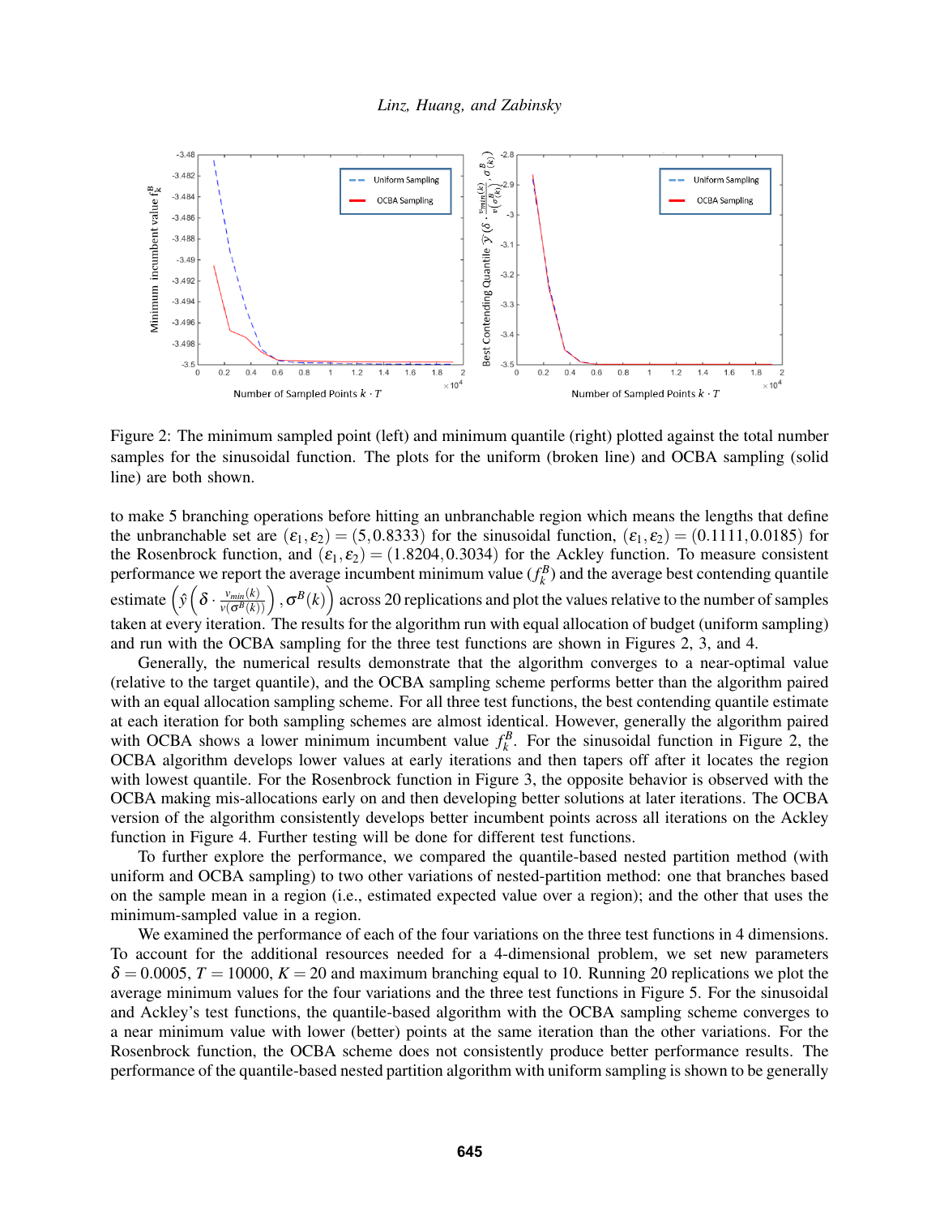Figure 2: The minimum sampled point (left) and minimum quantile (right) plotted against the total number samples for the sinusoidal function. The plots for the uniform (broken line) and OCBA sampling (solid line) are both shown.

to make 5 branching operations before hitting an unbranchable region which means the lengths that define the unbranchable set are $(\varepsilon_1, \varepsilon_2) = (5, 0.8333)$ for the sinusoidal function, $(\varepsilon_1, \varepsilon_2) = (0.1111, 0.0185)$ for the Rosenbrock function, and $(\varepsilon_1, \varepsilon_2) = (1.8204, 0.3034)$ for the Ackley function. To measure consistent performance we report the average incumbent minimum value $(f_k^B)$ and the average best contending quantile estimate $\left(\hat{y}\left(\delta \cdot \frac{v_{min}(k)}{v(\sigma^B(k))}\right), \sigma^B(k)\right)$ across 20 replications and plot the values relative to the number of samples taken at every iteration. The results for the algorithm run with equal allocation of budget (uniform sampling) and run with the OCBA sampling for the three test functions are shown in Figures 2, 3, and 4.

Generally, the numerical results demonstrate that the algorithm converges to a near-optimal value (relative to the target quantile), and the OCBA sampling scheme performs better than the algorithm paired with an equal allocation sampling scheme. For all three test functions, the best contending quantile estimate at each iteration for both sampling schemes are almost identical. However, generally the algorithm paired with OCBA shows a lower minimum incumbent value $f_k^B$. For the sinusoidal function in Figure 2, the OCBA algorithm develops lower values at early iterations and then tapers off after it locates the region with lowest quantile. For the Rosenbrock function in Figure 3, the opposite behavior is observed with the OCBA making mis-allocations early on and then developing better solutions at later iterations. The OCBA version of the algorithm consistently develops better incumbent points across all iterations on the Ackley function in Figure 4. Further testing will be done for different test functions.

To further explore the performance, we compared the quantile-based nested partition method (with uniform and OCBA sampling) to two other variations of nested-partition method: one that branches based on the sample mean in a region (i.e., estimated expected value over a region); and the other that uses the minimum-sampled value in a region.

We examined the performance of each of the four variations on the three test functions in 4 dimensions. To account for the additional resources needed for a 4-dimensional problem, we set new parameters $\delta = 0.0005$, $T = 10000$, $K = 20$ and maximum branching equal to 10. Running 20 replications we plot the average minimum values for the four variations and the three test functions in Figure 5. For the sinusoidal and Ackley's test functions, the quantile-based algorithm with the OCBA sampling scheme converges to a near minimum value with lower (better) points at the same iteration than the other variations. For the Rosenbrock function, the OCBA scheme does not consistently produce better performance results. The performance of the quantile-based nested partition algorithm with uniform sampling is shown to be generally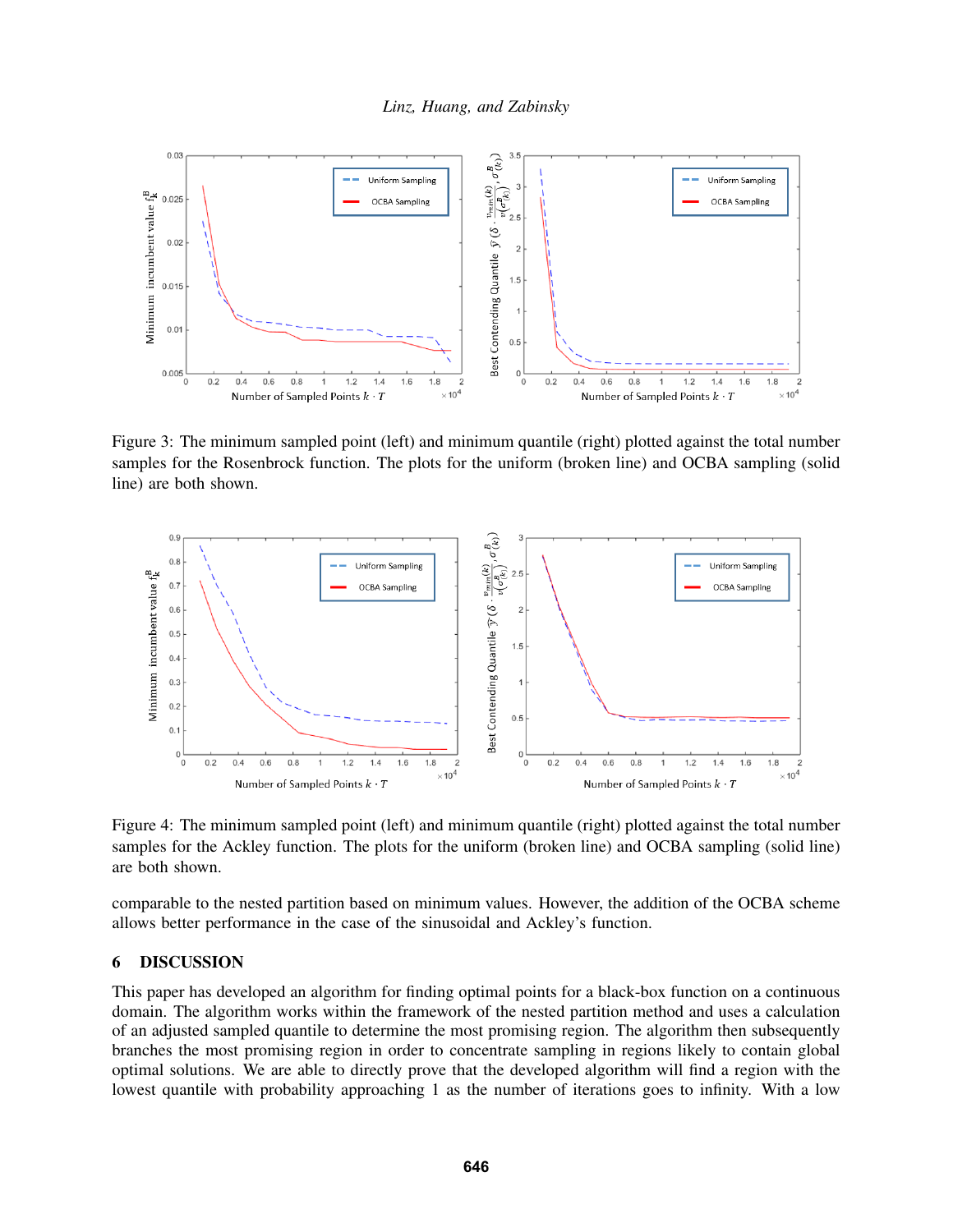Figure 3: The minimum sampled point (left) and minimum quantile (right) plotted against the total number samples for the Rosenbrock function. The plots for the uniform (broken line) and OCBA sampling (solid line) are both shown.

Figure 4: The minimum sampled point (left) and minimum quantile (right) plotted against the total number samples for the Ackley function. The plots for the uniform (broken line) and OCBA sampling (solid line) are both shown.

comparable to the nested partition based on minimum values. However, the addition of the OCBA scheme allows better performance in the case of the sinusoidal and Ackley's function.

## 6 DISCUSSION

This paper has developed an algorithm for finding optimal points for a black-box function on a continuous domain. The algorithm works within the framework of the nested partition method and uses a calculation of an adjusted sampled quantile to determine the most promising region. The algorithm then subsequently branches the most promising region in order to concentrate sampling in regions likely to contain global optimal solutions. We are able to directly prove that the developed algorithm will find a region with the lowest quantile with probability approaching 1 as the number of iterations goes to infinity. With a low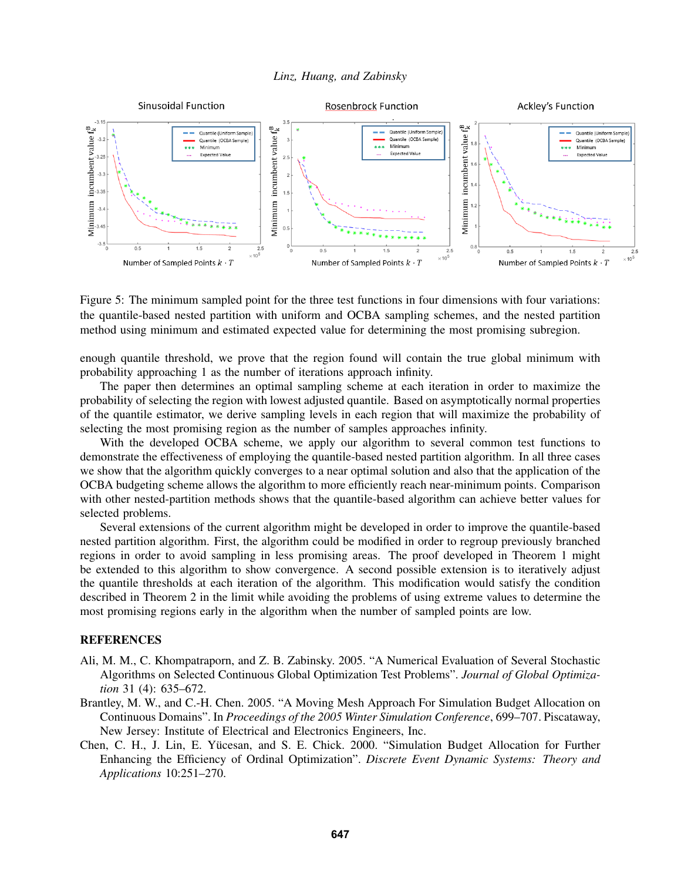Figure 5: The minimum sampled point for the three test functions in four dimensions with four variations: the quantile-based nested partition with uniform and OCBA sampling schemes, and the nested partition method using minimum and estimated expected value for determining the most promising subregion.

enough quantile threshold, we prove that the region found will contain the true global minimum with probability approaching 1 as the number of iterations approach infinity.

The paper then determines an optimal sampling scheme at each iteration in order to maximize the probability of selecting the region with lowest adjusted quantile. Based on asymptotically normal properties of the quantile estimator, we derive sampling levels in each region that will maximize the probability of selecting the most promising region as the number of samples approaches infinity.

With the developed OCBA scheme, we apply our algorithm to several common test functions to demonstrate the effectiveness of employing the quantile-based nested partition algorithm. In all three cases we show that the algorithm quickly converges to a near optimal solution and also that the application of the OCBA budgeting scheme allows the algorithm to more efficiently reach near-minimum points. Comparison with other nested-partition methods shows that the quantile-based algorithm can achieve better values for selected problems.

Several extensions of the current algorithm might be developed in order to improve the quantile-based nested partition algorithm. First, the algorithm could be modified in order to regroup previously branched regions in order to avoid sampling in less promising areas. The proof developed in Theorem 1 might be extended to this algorithm to show convergence. A second possible extension is to iteratively adjust the quantile thresholds at each iteration of the algorithm. This modification would satisfy the condition described in Theorem 2 in the limit while avoiding the problems of using extreme values to determine the most promising regions early in the algorithm when the number of sampled points are low.

## REFERENCES

Ali, M. M., C. Khompatraporn, and Z. B. Zabinsky. 2005. "A Numerical Evaluation of Several Stochastic Algorithms on Selected Continuous Global Optimization Test Problems". *Journal of Global Optimization* 31 (4): 635–672.

Brantley, M. W., and C.-H. Chen. 2005. "A Moving Mesh Approach For Simulation Budget Allocation on Continuous Domains". In *Proceedings of the 2005 Winter Simulation Conference*, 699–707. Piscataway, New Jersey: Institute of Electrical and Electronics Engineers, Inc.

Chen, C. H., J. Lin, E. Yücesan, and S. E. Chick. 2000. "Simulation Budget Allocation for Further Enhancing the Efficiency of Ordinal Optimization". *Discrete Event Dynamic Systems: Theory and Applications* 10:251–270.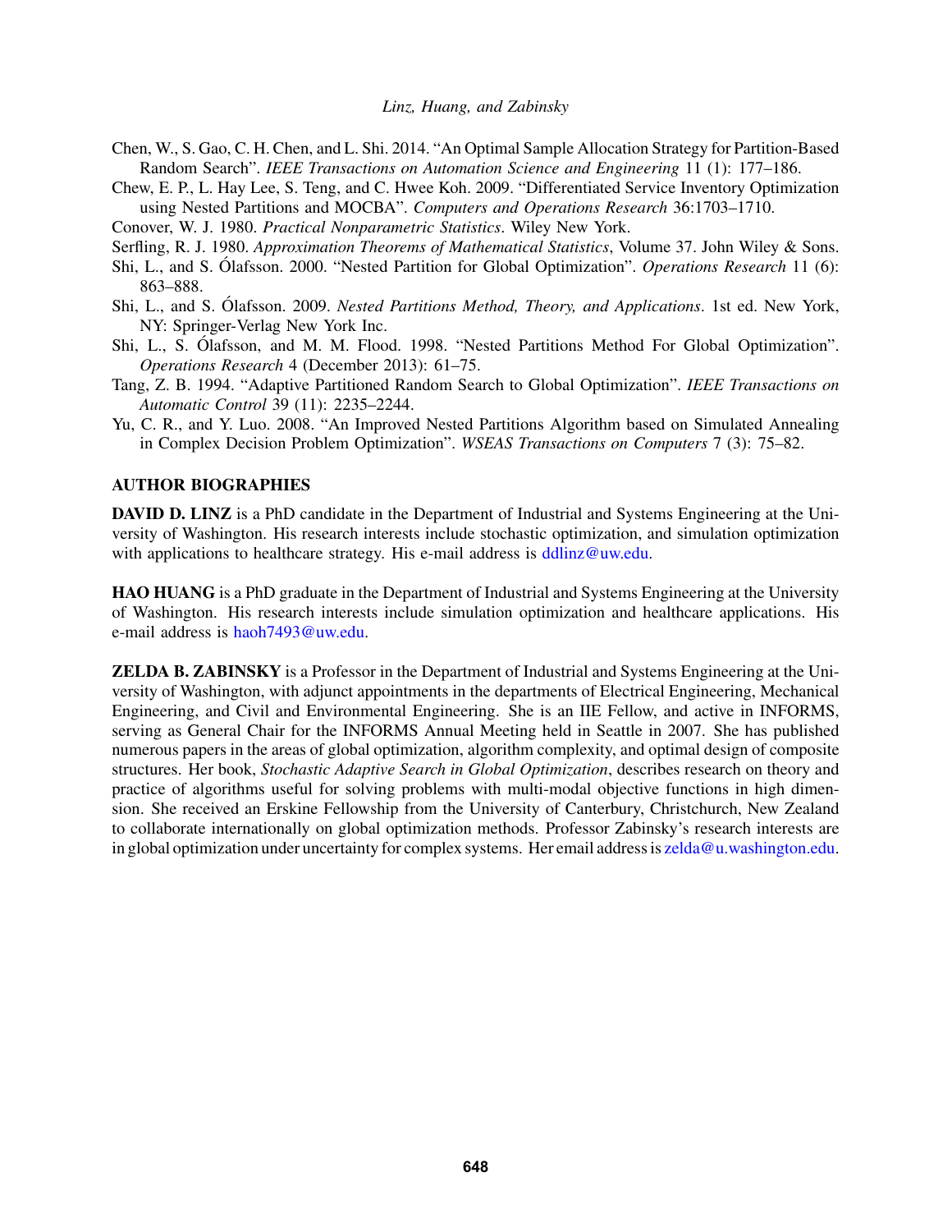Chen, W., S. Gao, C. H. Chen, and L. Shi. 2014. "An Optimal Sample Allocation Strategy for Partition-Based Random Search". *IEEE Transactions on Automation Science and Engineering* 11 (1): 177–186.

Chew, E. P., L. Hay Lee, S. Teng, and C. Hwee Koh. 2009. "Differentiated Service Inventory Optimization using Nested Partitions and MOCBA". *Computers and Operations Research* 36:1703–1710.

Conover, W. J. 1980. *Practical Nonparametric Statistics*. Wiley New York.

Serfling, R. J. 1980. *Approximation Theorems of Mathematical Statistics*, Volume 37. John Wiley & Sons.

Shi, L., and S. Ólafsson. 2000. "Nested Partition for Global Optimization". *Operations Research* 11 (6): 863–888.

Shi, L., and S. Ólafsson. 2009. *Nested Partitions Method, Theory, and Applications*. 1st ed. New York, NY: Springer-Verlag New York Inc.

Shi, L., S. Ólafsson, and M. M. Flood. 1998. "Nested Partitions Method For Global Optimization". *Operations Research* 4 (December 2013): 61–75.

Tang, Z. B. 1994. "Adaptive Partitioned Random Search to Global Optimization". *IEEE Transactions on Automatic Control* 39 (11): 2235–2244.

Yu, C. R., and Y. Luo. 2008. "An Improved Nested Partitions Algorithm based on Simulated Annealing in Complex Decision Problem Optimization". *WSEAS Transactions on Computers* 7 (3): 75–82.

## AUTHOR BIOGRAPHIES

**DAVID D. LINZ** is a PhD candidate in the Department of Industrial and Systems Engineering at the University of Washington. His research interests include stochastic optimization, and simulation optimization with applications to healthcare strategy. His e-mail address is ddlinz@uw.edu.

**HAO HUANG** is a PhD graduate in the Department of Industrial and Systems Engineering at the University of Washington. His research interests include simulation optimization and healthcare applications. His e-mail address is haoh7493@uw.edu.

**ZELDA B. ZABINSKY** is a Professor in the Department of Industrial and Systems Engineering at the University of Washington, with adjunct appointments in the departments of Electrical Engineering, Mechanical Engineering, and Civil and Environmental Engineering. She is an IIE Fellow, and active in INFORMS, serving as General Chair for the INFORMS Annual Meeting held in Seattle in 2007. She has published numerous papers in the areas of global optimization, algorithm complexity, and optimal design of composite structures. Her book, *Stochastic Adaptive Search in Global Optimization*, describes research on theory and practice of algorithms useful for solving problems with multi-modal objective functions in high dimension. She received an Erskine Fellowship from the University of Canterbury, Christchurch, New Zealand to collaborate internationally on global optimization methods. Professor Zabinsky's research interests are in global optimization under uncertainty for complex systems. Her email address is zelda@u.washington.edu.